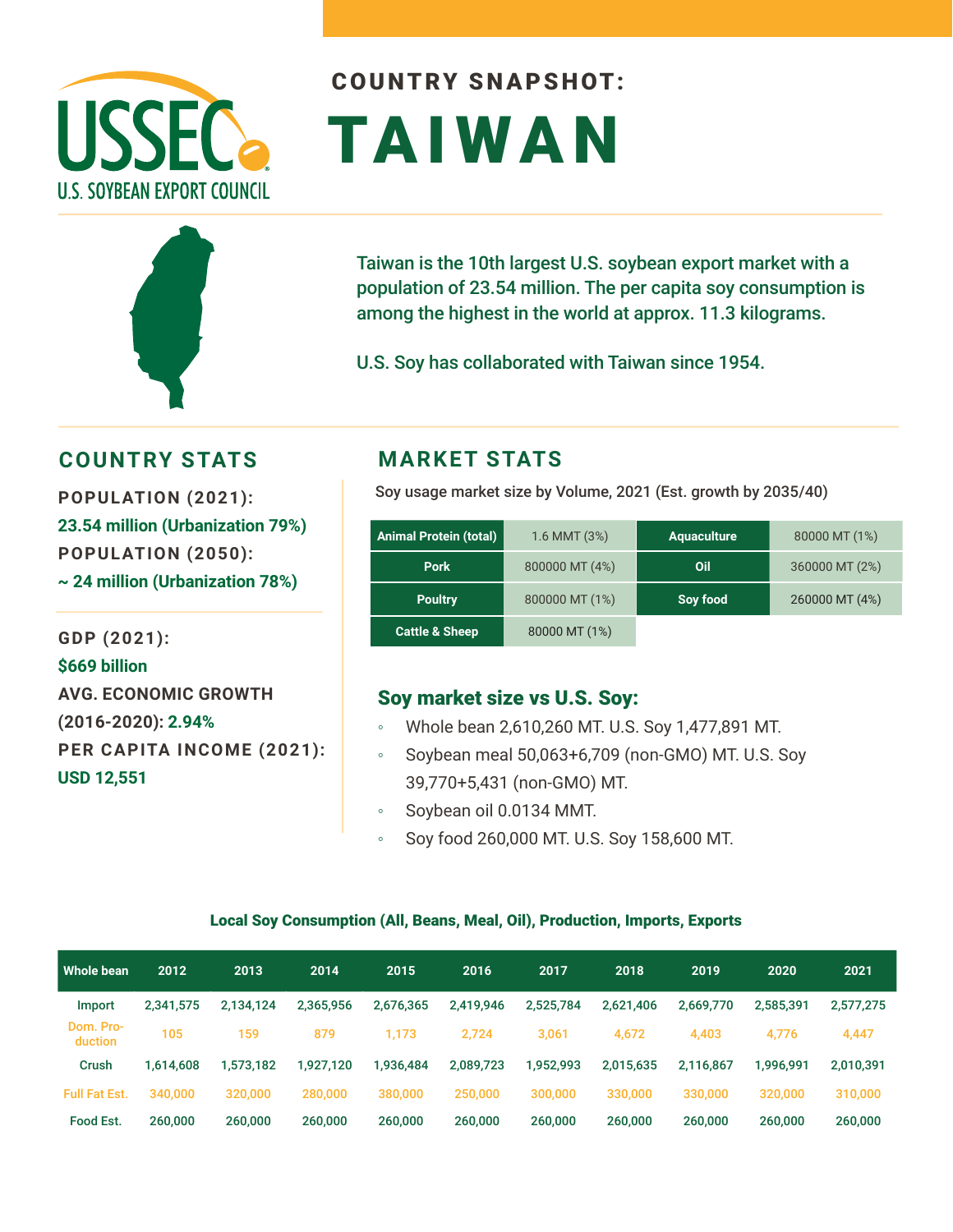# COUNTRY SNAPSHOT:

# TAIWAN

USSEC
U.S. SOYBEAN EXPORT COUNCIL

Taiwan is the 10th largest U.S. soybean export market with a population of 23.54 million. The per capita soy consumption is among the highest in the world at approx. 11.3 kilograms.

U.S. Soy has collaborated with Taiwan since 1954.

## COUNTRY STATS

**POPULATION (2021):**
23.54 million (Urbanization 79%)

**POPULATION (2050):**
~ 24 million (Urbanization 78%)

**GDP (2021):**
$669 billion

**AVG. ECONOMIC GROWTH (2016-2020):** 2.94%

**PER CAPITA INCOME (2021):**
USD 12,551

## MARKET STATS

Soy usage market size by Volume, 2021 (Est. growth by 2035/40)

| Animal Protein (total) | 1.6 MMT (3%) | Aquaculture | 80000 MT (1%) |
|---|---|---|---|
| Pork | 800000 MT (4%) | Oil | 360000 MT (2%) |
| Poultry | 800000 MT (1%) | Soy food | 260000 MT (4%) |
| Cattle & Sheep | 80000 MT (1%) | | |

### Soy market size vs U.S. Soy:

- Whole bean 2,610,260 MT. U.S. Soy 1,477,891 MT.
- Soybean meal 50,063+6,709 (non-GMO) MT. U.S. Soy 39,770+5,431 (non-GMO) MT.
- Soybean oil 0.0134 MMT.
- Soy food 260,000 MT. U.S. Soy 158,600 MT.

**Local Soy Consumption (All, Beans, Meal, Oil), Production, Imports, Exports**

| Whole bean | 2012 | 2013 | 2014 | 2015 | 2016 | 2017 | 2018 | 2019 | 2020 | 2021 |
|---|---|---|---|---|---|---|---|---|---|---|
| Import | 2,341,575 | 2,134,124 | 2,365,956 | 2,676,365 | 2,419,946 | 2,525,784 | 2,621,406 | 2,669,770 | 2,585,391 | 2,577,275 |
| Dom. Production | 105 | 159 | 879 | 1,173 | 2,724 | 3,061 | 4,672 | 4,403 | 4,776 | 4,447 |
| Crush | 1,614,608 | 1,573,182 | 1,927,120 | 1,936,484 | 2,089,723 | 1,952,993 | 2,015,635 | 2,116,867 | 1,996,991 | 2,010,391 |
| Full Fat Est. | 340,000 | 320,000 | 280,000 | 380,000 | 250,000 | 300,000 | 330,000 | 330,000 | 320,000 | 310,000 |
| Food Est. | 260,000 | 260,000 | 260,000 | 260,000 | 260,000 | 260,000 | 260,000 | 260,000 | 260,000 | 260,000 |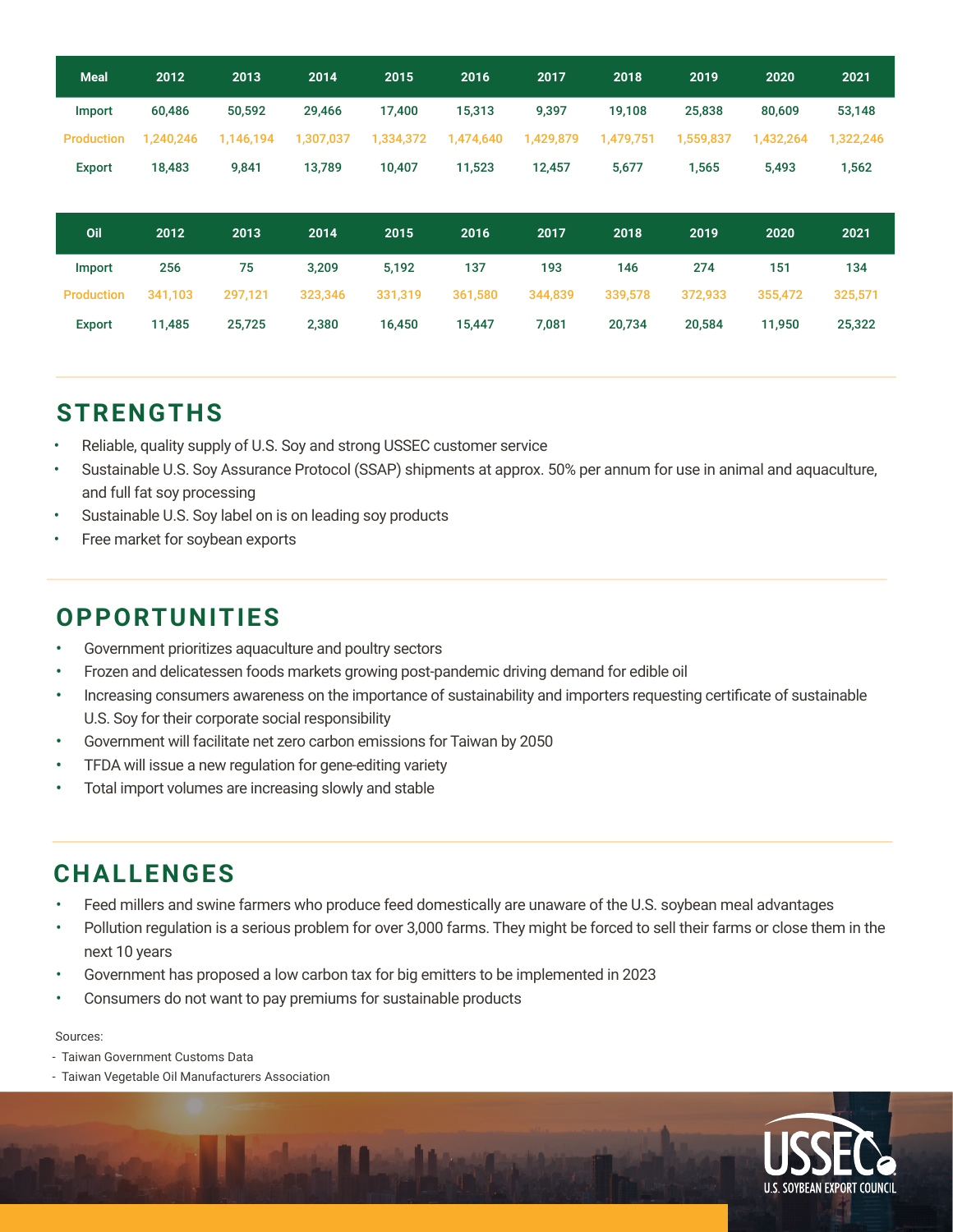| Meal | 2012 | 2013 | 2014 | 2015 | 2016 | 2017 | 2018 | 2019 | 2020 | 2021 |
|---|---|---|---|---|---|---|---|---|---|---|
| Import | 60,486 | 50,592 | 29,466 | 17,400 | 15,313 | 9,397 | 19,108 | 25,838 | 80,609 | 53,148 |
| Production | 1,240,246 | 1,146,194 | 1,307,037 | 1,334,372 | 1,474,640 | 1,429,879 | 1,479,751 | 1,559,837 | 1,432,264 | 1,322,246 |
| Export | 18,483 | 9,841 | 13,789 | 10,407 | 11,523 | 12,457 | 5,677 | 1,565 | 5,493 | 1,562 |

| Oil | 2012 | 2013 | 2014 | 2015 | 2016 | 2017 | 2018 | 2019 | 2020 | 2021 |
|---|---|---|---|---|---|---|---|---|---|---|
| Import | 256 | 75 | 3,209 | 5,192 | 137 | 193 | 146 | 274 | 151 | 134 |
| Production | 341,103 | 297,121 | 323,346 | 331,319 | 361,580 | 344,839 | 339,578 | 372,933 | 355,472 | 325,571 |
| Export | 11,485 | 25,725 | 2,380 | 16,450 | 15,447 | 7,081 | 20,734 | 20,584 | 11,950 | 25,322 |

## STRENGTHS

- Reliable, quality supply of U.S. Soy and strong USSEC customer service
- Sustainable U.S. Soy Assurance Protocol (SSAP) shipments at approx. 50% per annum for use in animal and aquaculture, and full fat soy processing
- Sustainable U.S. Soy label on is on leading soy products
- Free market for soybean exports

## OPPORTUNITIES

- Government prioritizes aquaculture and poultry sectors
- Frozen and delicatessen foods markets growing post-pandemic driving demand for edible oil
- Increasing consumers awareness on the importance of sustainability and importers requesting certificate of sustainable U.S. Soy for their corporate social responsibility
- Government will facilitate net zero carbon emissions for Taiwan by 2050
- TFDA will issue a new regulation for gene-editing variety
- Total import volumes are increasing slowly and stable

## CHALLENGES

- Feed millers and swine farmers who produce feed domestically are unaware of the U.S. soybean meal advantages
- Pollution regulation is a serious problem for over 3,000 farms. They might be forced to sell their farms or close them in the next 10 years
- Government has proposed a low carbon tax for big emitters to be implemented in 2023
- Consumers do not want to pay premiums for sustainable products

Sources:

- Taiwan Government Customs Data
- Taiwan Vegetable Oil Manufacturers Association

USSEC
U.S. SOYBEAN EXPORT COUNCIL